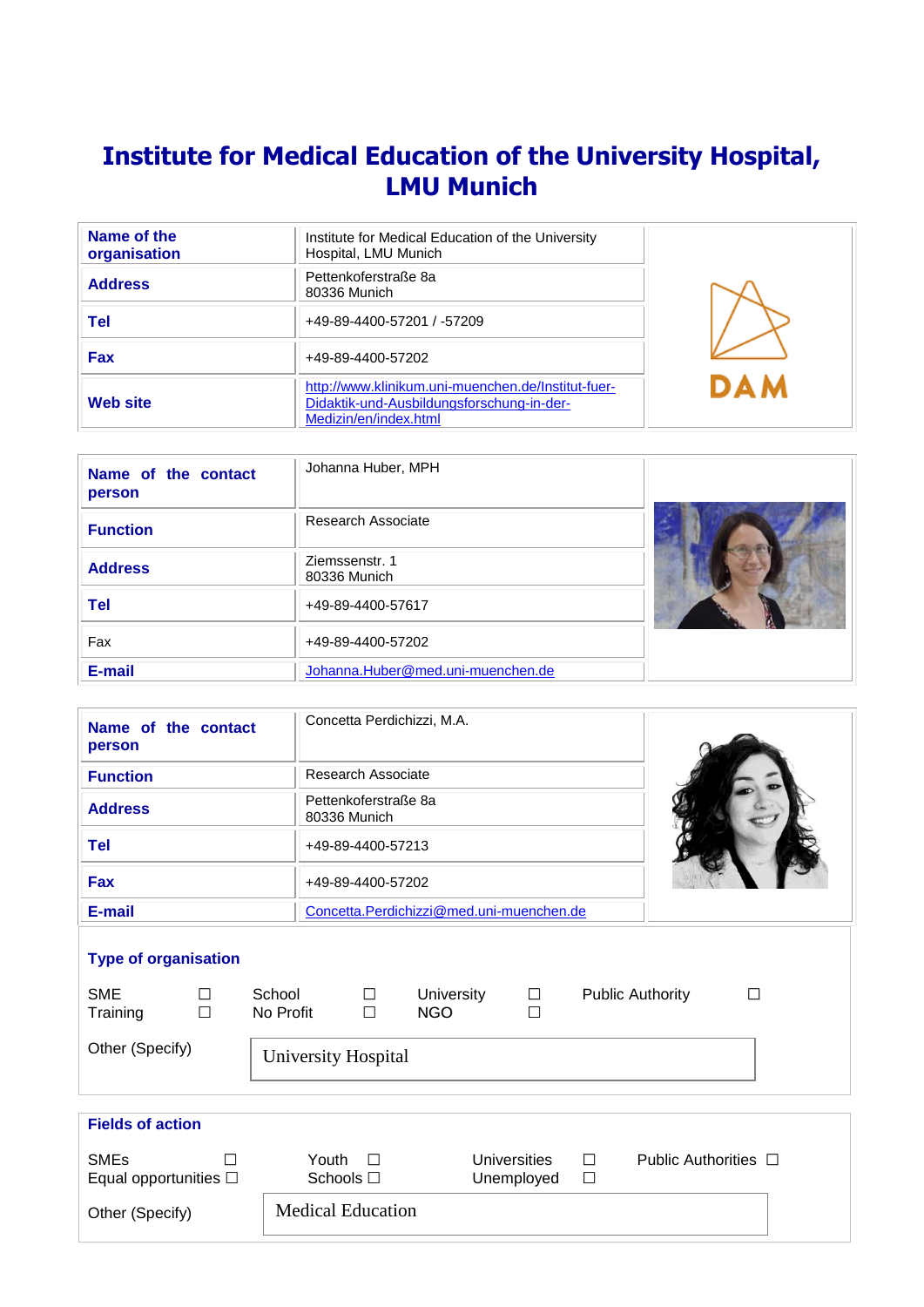# Institute for Medical Education of the University Hospital, LMU Munich

| | |
|---|---|
| **Name of the organisation** | Institute for Medical Education of the University Hospital, LMU Munich |
| **Address** | Pettenkoferstraße 8a<br>80336 Munich |
| **Tel** | +49-89-4400-57201 / -57209 |
| **Fax** | +49-89-4400-57202 |
| **Web site** | http://www.klinikum.uni-muenchen.de/Institut-fuer-Didaktik-und-Ausbildungsforschung-in-der-Medizin/en/index.html |

DAM

| | |
|---|---|
| **Name of the contact person** | Johanna Huber, MPH |
| **Function** | Research Associate |
| **Address** | Ziemssenstr. 1<br>80336 Munich |
| **Tel** | +49-89-4400-57617 |
| Fax | +49-89-4400-57202 |
| **E-mail** | Johanna.Huber@med.uni-muenchen.de |

| | |
|---|---|
| **Name of the contact person** | Concetta Perdichizzi, M.A. |
| **Function** | Research Associate |
| **Address** | Pettenkoferstraße 8a<br>80336 Munich |
| **Tel** | +49-89-4400-57213 |
| **Fax** | +49-89-4400-57202 |
| **E-mail** | Concetta.Perdichizzi@med.uni-muenchen.de |

**Type of organisation**

| | | | | | | | |
|---|---|---|---|---|---|---|---|
| SME | ☐ | School | ☐ | University | ☐ | Public Authority | ☐ |
| Training | ☐ | No Profit | ☐ | NGO | ☐ | | |

Other (Specify): University Hospital

**Fields of action**

| | | | | | | | |
|---|---|---|---|---|---|---|---|
| SMEs | ☐ | Youth | ☐ | Universities | ☐ | Public Authorities | ☐ |
| Equal opportunities | ☐ | Schools | ☐ | Unemployed | ☐ | | |

Other (Specify): Medical Education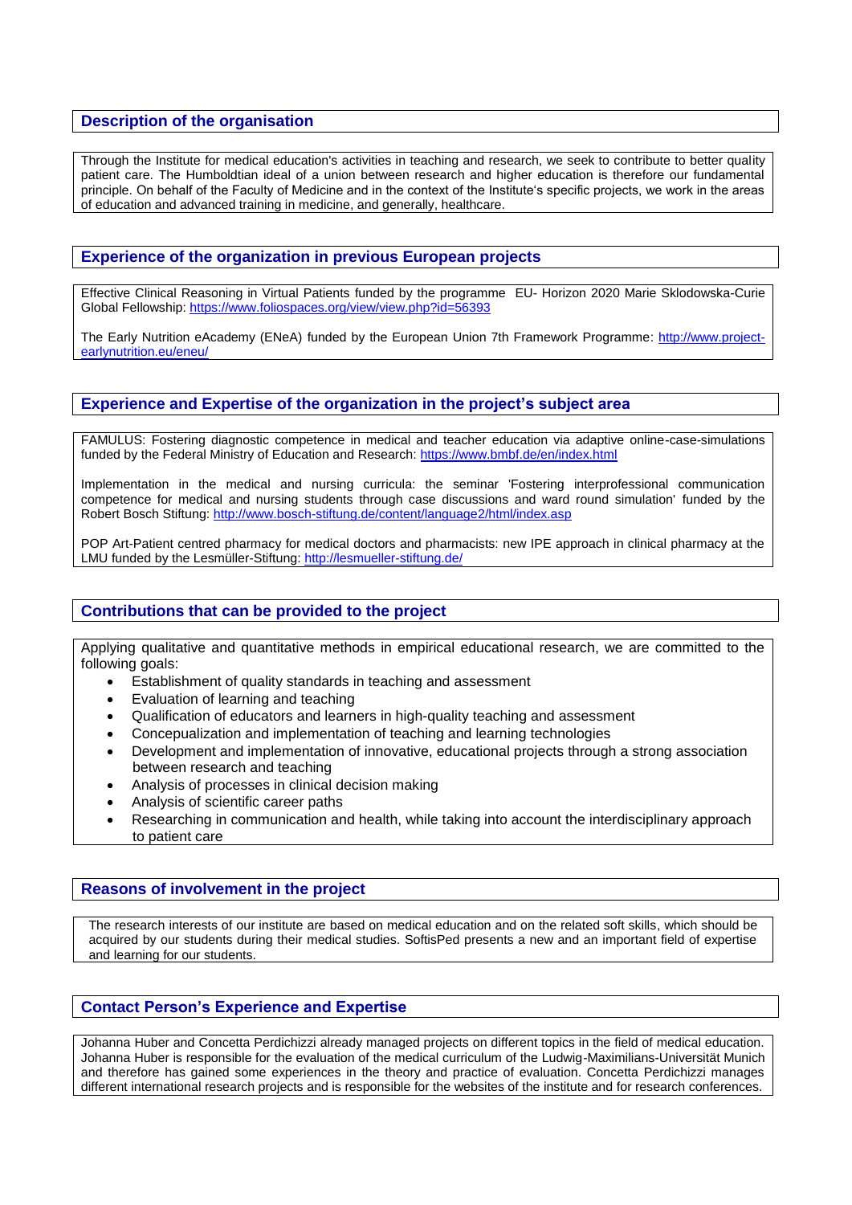## Description of the organisation

Through the Institute for medical education's activities in teaching and research, we seek to contribute to better quality patient care. The Humboldtian ideal of a union between research and higher education is therefore our fundamental principle. On behalf of the Faculty of Medicine and in the context of the Institute's specific projects, we work in the areas of education and advanced training in medicine, and generally, healthcare.

## Experience of the organization in previous European projects

Effective Clinical Reasoning in Virtual Patients funded by the programme EU- Horizon 2020 Marie Sklodowska-Curie Global Fellowship: https://www.foliospaces.org/view/view.php?id=56393

The Early Nutrition eAcademy (ENeA) funded by the European Union 7th Framework Programme: http://www.project-earlynutrition.eu/eneu/

## Experience and Expertise of the organization in the project's subject area

FAMULUS: Fostering diagnostic competence in medical and teacher education via adaptive online-case-simulations funded by the Federal Ministry of Education and Research: https://www.bmbf.de/en/index.html

Implementation in the medical and nursing curricula: the seminar 'Fostering interprofessional communication competence for medical and nursing students through case discussions and ward round simulation' funded by the Robert Bosch Stiftung: http://www.bosch-stiftung.de/content/language2/html/index.asp

POP Art-Patient centred pharmacy for medical doctors and pharmacists: new IPE approach in clinical pharmacy at the LMU funded by the Lesmüller-Stiftung: http://lesmueller-stiftung.de/

## Contributions that can be provided to the project

Applying qualitative and quantitative methods in empirical educational research, we are committed to the following goals:

- Establishment of quality standards in teaching and assessment
- Evaluation of learning and teaching
- Qualification of educators and learners in high-quality teaching and assessment
- Concepualization and implementation of teaching and learning technologies
- Development and implementation of innovative, educational projects through a strong association between research and teaching
- Analysis of processes in clinical decision making
- Analysis of scientific career paths
- Researching in communication and health, while taking into account the interdisciplinary approach to patient care

## Reasons of involvement in the project

The research interests of our institute are based on medical education and on the related soft skills, which should be acquired by our students during their medical studies. SoftisPed presents a new and an important field of expertise and learning for our students.

## Contact Person's Experience and Expertise

Johanna Huber and Concetta Perdichizzi already managed projects on different topics in the field of medical education. Johanna Huber is responsible for the evaluation of the medical curriculum of the Ludwig-Maximilians-Universität Munich and therefore has gained some experiences in the theory and practice of evaluation. Concetta Perdichizzi manages different international research projects and is responsible for the websites of the institute and for research conferences.